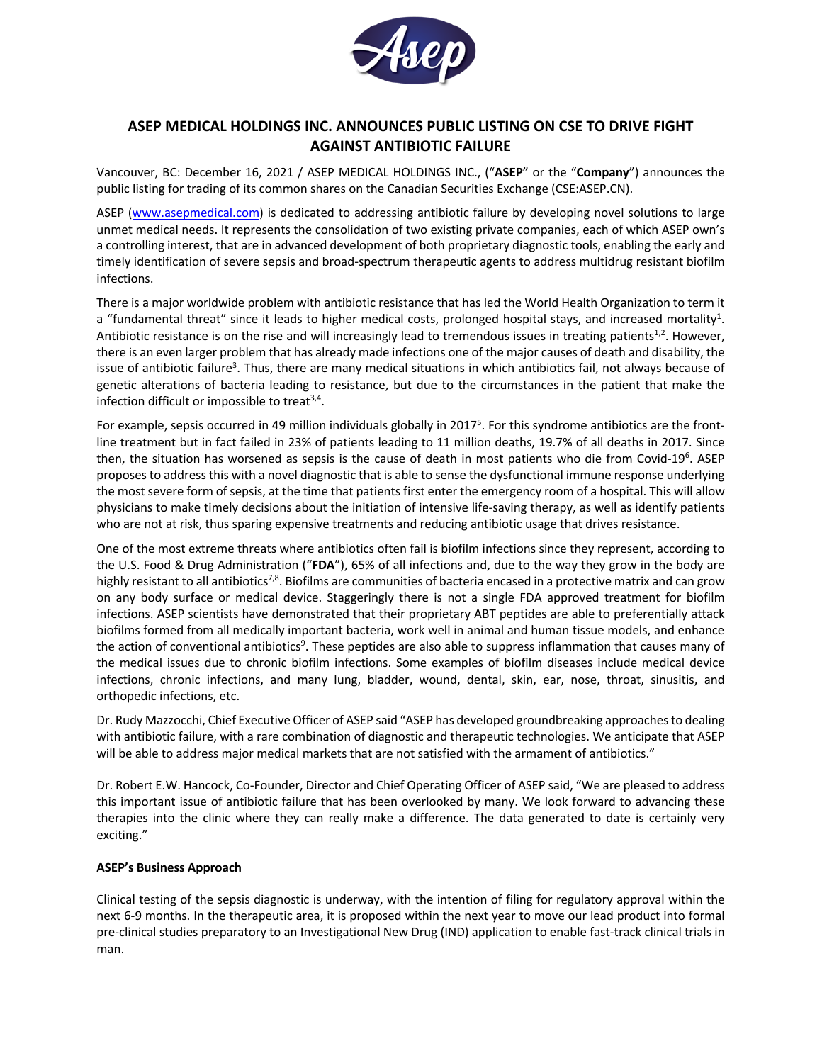# ASEP MEDICAL HOLDINGS INC. ANNOUNCES PUBLIC LISTING ON CSE TO DRIVE FIGHT AGAINST ANTIBIOTIC FAILURE

Vancouver, BC: December 16, 2021 / ASEP MEDICAL HOLDINGS INC., ("**ASEP**" or the "**Company**") announces the public listing for trading of its common shares on the Canadian Securities Exchange (CSE:ASEP.CN).

ASEP (www.asepmedical.com) is dedicated to addressing antibiotic failure by developing novel solutions to large unmet medical needs. It represents the consolidation of two existing private companies, each of which ASEP own's a controlling interest, that are in advanced development of both proprietary diagnostic tools, enabling the early and timely identification of severe sepsis and broad-spectrum therapeutic agents to address multidrug resistant biofilm infections.

There is a major worldwide problem with antibiotic resistance that has led the World Health Organization to term it a "fundamental threat" since it leads to higher medical costs, prolonged hospital stays, and increased mortality[1]. Antibiotic resistance is on the rise and will increasingly lead to tremendous issues in treating patients[1,2]. However, there is an even larger problem that has already made infections one of the major causes of death and disability, the issue of antibiotic failure[3]. Thus, there are many medical situations in which antibiotics fail, not always because of genetic alterations of bacteria leading to resistance, but due to the circumstances in the patient that make the infection difficult or impossible to treat[3,4].

For example, sepsis occurred in 49 million individuals globally in 2017[5]. For this syndrome antibiotics are the front-line treatment but in fact failed in 23% of patients leading to 11 million deaths, 19.7% of all deaths in 2017. Since then, the situation has worsened as sepsis is the cause of death in most patients who die from Covid-19[6]. ASEP proposes to address this with a novel diagnostic that is able to sense the dysfunctional immune response underlying the most severe form of sepsis, at the time that patients first enter the emergency room of a hospital. This will allow physicians to make timely decisions about the initiation of intensive life-saving therapy, as well as identify patients who are not at risk, thus sparing expensive treatments and reducing antibiotic usage that drives resistance.

One of the most extreme threats where antibiotics often fail is biofilm infections since they represent, according to the U.S. Food & Drug Administration ("**FDA**"), 65% of all infections and, due to the way they grow in the body are highly resistant to all antibiotics[7,8]. Biofilms are communities of bacteria encased in a protective matrix and can grow on any body surface or medical device. Staggeringly there is not a single FDA approved treatment for biofilm infections. ASEP scientists have demonstrated that their proprietary ABT peptides are able to preferentially attack biofilms formed from all medically important bacteria, work well in animal and human tissue models, and enhance the action of conventional antibiotics[9]. These peptides are also able to suppress inflammation that causes many of the medical issues due to chronic biofilm infections. Some examples of biofilm diseases include medical device infections, chronic infections, and many lung, bladder, wound, dental, skin, ear, nose, throat, sinusitis, and orthopedic infections, etc.

Dr. Rudy Mazzocchi, Chief Executive Officer of ASEP said "ASEP has developed groundbreaking approaches to dealing with antibiotic failure, with a rare combination of diagnostic and therapeutic technologies. We anticipate that ASEP will be able to address major medical markets that are not satisfied with the armament of antibiotics."

Dr. Robert E.W. Hancock, Co-Founder, Director and Chief Operating Officer of ASEP said, "We are pleased to address this important issue of antibiotic failure that has been overlooked by many. We look forward to advancing these therapies into the clinic where they can really make a difference. The data generated to date is certainly very exciting."

**ASEP's Business Approach**

Clinical testing of the sepsis diagnostic is underway, with the intention of filing for regulatory approval within the next 6-9 months. In the therapeutic area, it is proposed within the next year to move our lead product into formal pre-clinical studies preparatory to an Investigational New Drug (IND) application to enable fast-track clinical trials in man.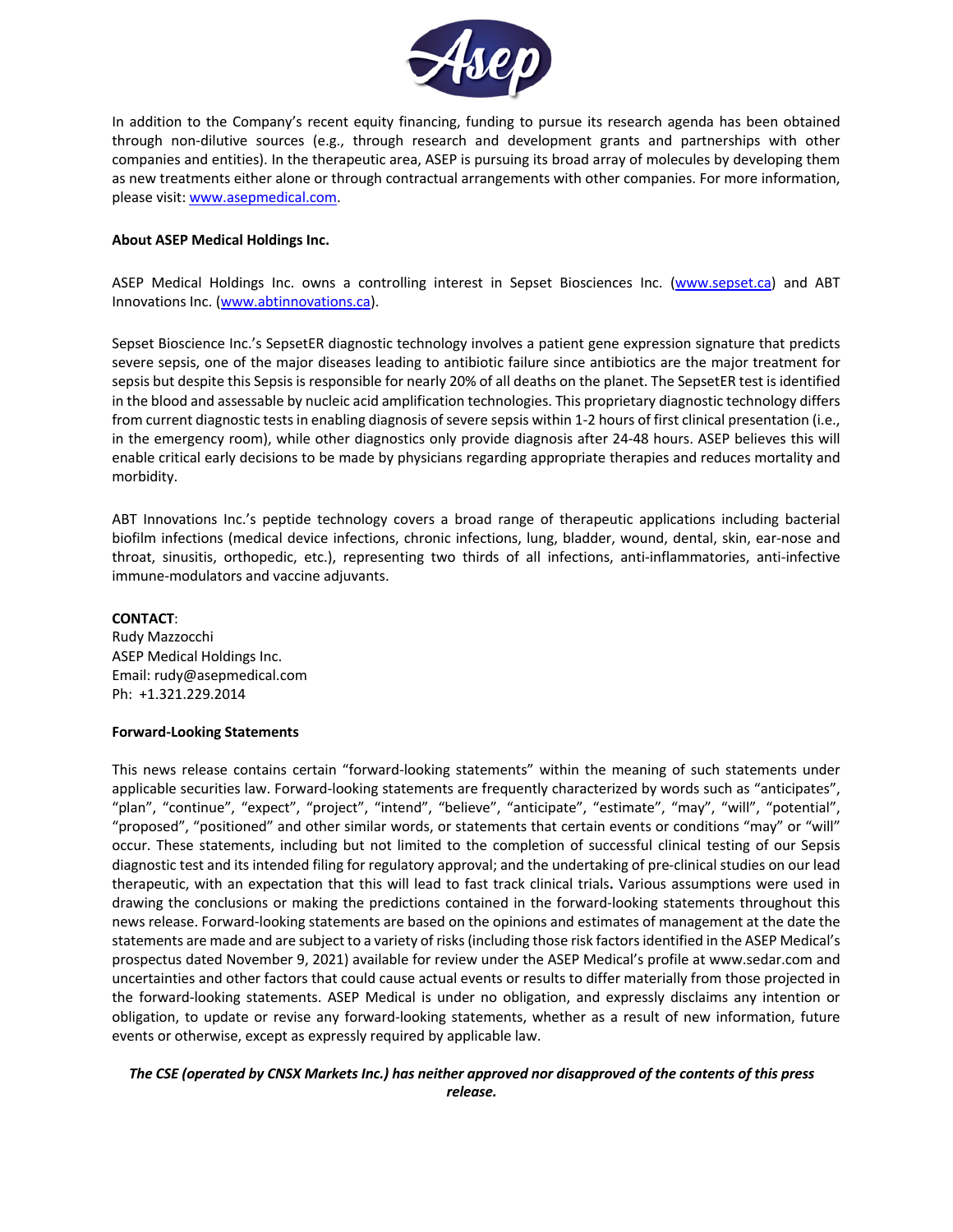In addition to the Company's recent equity financing, funding to pursue its research agenda has been obtained through non-dilutive sources (e.g., through research and development grants and partnerships with other companies and entities). In the therapeutic area, ASEP is pursuing its broad array of molecules by developing them as new treatments either alone or through contractual arrangements with other companies. For more information, please visit: www.asepmedical.com.

**About ASEP Medical Holdings Inc.**

ASEP Medical Holdings Inc. owns a controlling interest in Sepset Biosciences Inc. (www.sepset.ca) and ABT Innovations Inc. (www.abtinnovations.ca).

Sepset Bioscience Inc.'s SepsetER diagnostic technology involves a patient gene expression signature that predicts severe sepsis, one of the major diseases leading to antibiotic failure since antibiotics are the major treatment for sepsis but despite this Sepsis is responsible for nearly 20% of all deaths on the planet. The SepsetER test is identified in the blood and assessable by nucleic acid amplification technologies. This proprietary diagnostic technology differs from current diagnostic tests in enabling diagnosis of severe sepsis within 1-2 hours of first clinical presentation (i.e., in the emergency room), while other diagnostics only provide diagnosis after 24-48 hours. ASEP believes this will enable critical early decisions to be made by physicians regarding appropriate therapies and reduces mortality and morbidity.

ABT Innovations Inc.'s peptide technology covers a broad range of therapeutic applications including bacterial biofilm infections (medical device infections, chronic infections, lung, bladder, wound, dental, skin, ear-nose and throat, sinusitis, orthopedic, etc.), representing two thirds of all infections, anti-inflammatories, anti-infective immune-modulators and vaccine adjuvants.

**CONTACT**:
Rudy Mazzocchi
ASEP Medical Holdings Inc.
Email: rudy@asepmedical.com
Ph: +1.321.229.2014

**Forward-Looking Statements**

This news release contains certain "forward-looking statements" within the meaning of such statements under applicable securities law. Forward-looking statements are frequently characterized by words such as "anticipates", "plan", "continue", "expect", "project", "intend", "believe", "anticipate", "estimate", "may", "will", "potential", "proposed", "positioned" and other similar words, or statements that certain events or conditions "may" or "will" occur. These statements, including but not limited to the completion of successful clinical testing of our Sepsis diagnostic test and its intended filing for regulatory approval; and the undertaking of pre-clinical studies on our lead therapeutic, with an expectation that this will lead to fast track clinical trials**.** Various assumptions were used in drawing the conclusions or making the predictions contained in the forward-looking statements throughout this news release. Forward-looking statements are based on the opinions and estimates of management at the date the statements are made and are subject to a variety of risks (including those risk factors identified in the ASEP Medical's prospectus dated November 9, 2021) available for review under the ASEP Medical's profile at www.sedar.com and uncertainties and other factors that could cause actual events or results to differ materially from those projected in the forward-looking statements. ASEP Medical is under no obligation, and expressly disclaims any intention or obligation, to update or revise any forward-looking statements, whether as a result of new information, future events or otherwise, except as expressly required by applicable law.

***The CSE (operated by CNSX Markets Inc.) has neither approved nor disapproved of the contents of this press release.***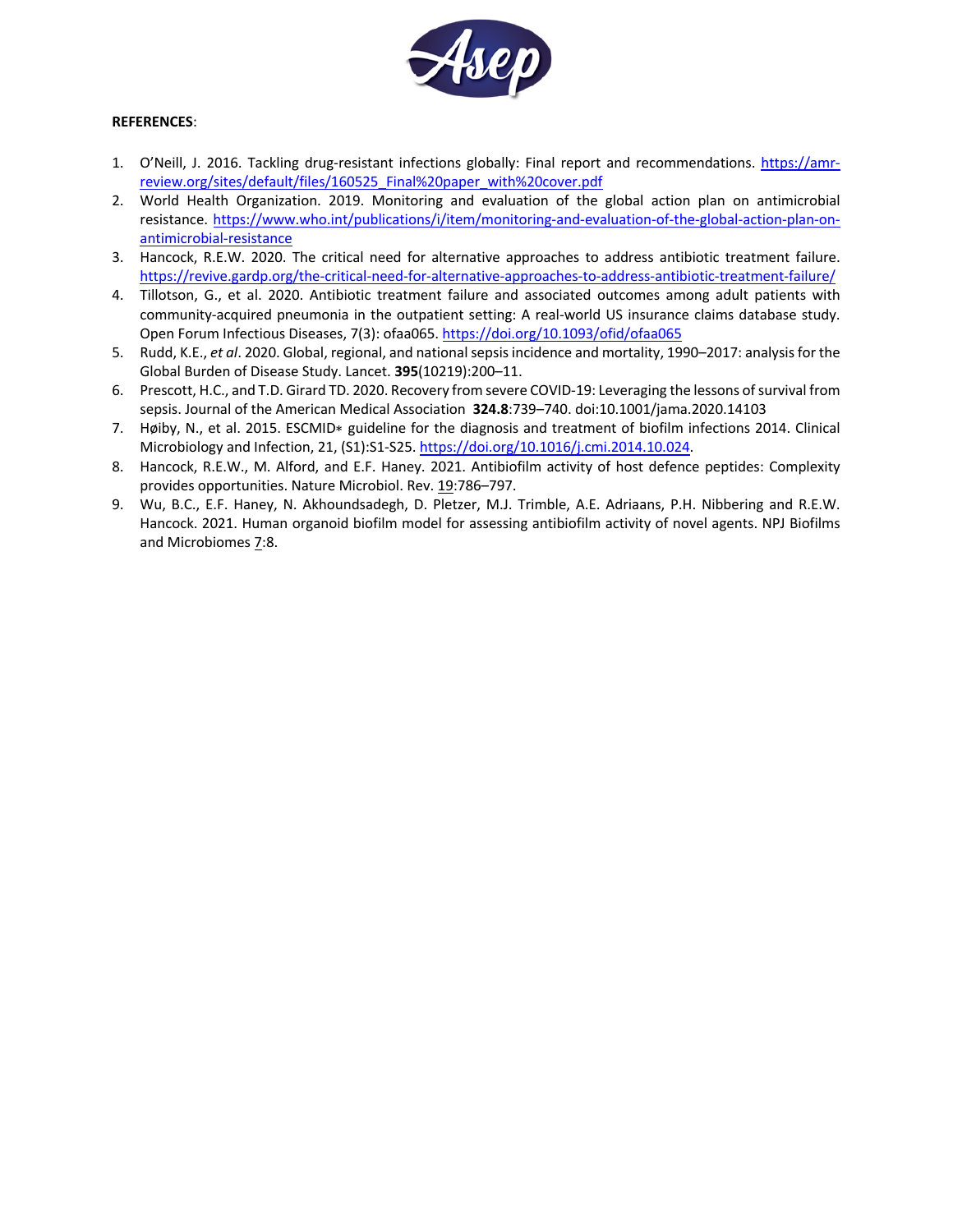**REFERENCES**:

1. O'Neill, J. 2016. Tackling drug-resistant infections globally: Final report and recommendations. https://amr-review.org/sites/default/files/160525_Final%20paper_with%20cover.pdf
2. World Health Organization. 2019. Monitoring and evaluation of the global action plan on antimicrobial resistance. https://www.who.int/publications/i/item/monitoring-and-evaluation-of-the-global-action-plan-on-antimicrobial-resistance
3. Hancock, R.E.W. 2020. The critical need for alternative approaches to address antibiotic treatment failure. https://revive.gardp.org/the-critical-need-for-alternative-approaches-to-address-antibiotic-treatment-failure/
4. Tillotson, G., et al. 2020. Antibiotic treatment failure and associated outcomes among adult patients with community-acquired pneumonia in the outpatient setting: A real-world US insurance claims database study. Open Forum Infectious Diseases, 7(3): ofaa065. https://doi.org/10.1093/ofid/ofaa065
5. Rudd, K.E., *et al*. 2020. Global, regional, and national sepsis incidence and mortality, 1990–2017: analysis for the Global Burden of Disease Study. Lancet. **395**(10219):200–11.
6. Prescott, H.C., and T.D. Girard TD. 2020. Recovery from severe COVID-19: Leveraging the lessons of survival from sepsis. Journal of the American Medical Association **324.8**:739–740. doi:10.1001/jama.2020.14103
7. Høiby, N., et al. 2015. ESCMID⁎ guideline for the diagnosis and treatment of biofilm infections 2014. Clinical Microbiology and Infection, 21, (S1):S1-S25. https://doi.org/10.1016/j.cmi.2014.10.024.
8. Hancock, R.E.W., M. Alford, and E.F. Haney. 2021. Antibiofilm activity of host defence peptides: Complexity provides opportunities. Nature Microbiol. Rev. 19:786–797.
9. Wu, B.C., E.F. Haney, N. Akhoundsadegh, D. Pletzer, M.J. Trimble, A.E. Adriaans, P.H. Nibbering and R.E.W. Hancock. 2021. Human organoid biofilm model for assessing antibiofilm activity of novel agents. NPJ Biofilms and Microbiomes 7:8.